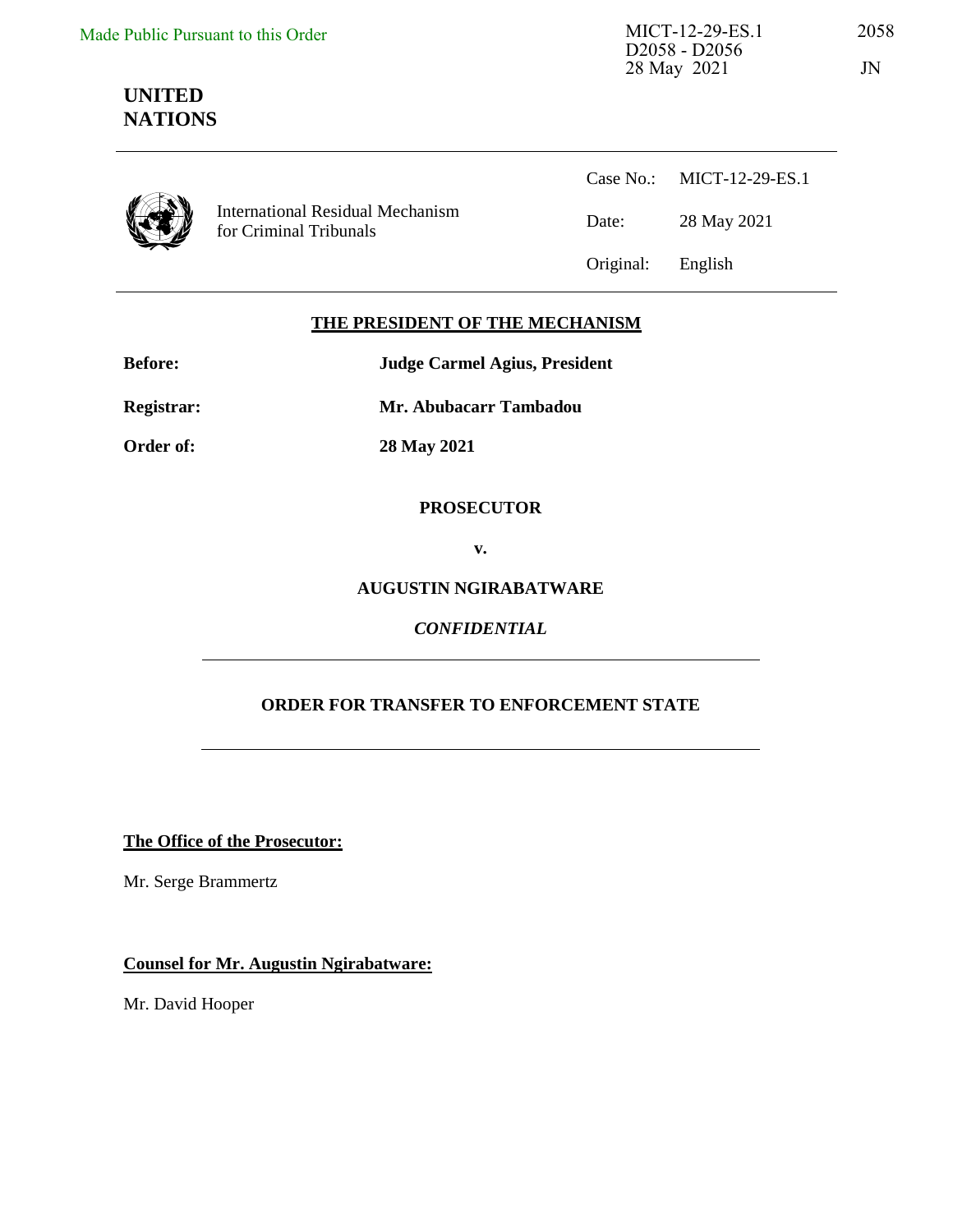Made Public Pursuant to this Order

MICT-12-29-ES.1
D2058 - D2056
28 May 2021

2058

JN

**UNITED NATIONS**

International Residual Mechanism for Criminal Tribunals

| | |
|---|---|
| Case No.: | MICT-12-29-ES.1 |
| Date: | 28 May 2021 |
| Original: | English |

**THE PRESIDENT OF THE MECHANISM**

**Before:** **Judge Carmel Agius, President**

**Registrar:** **Mr. Abubacarr Tambadou**

**Order of:** **28 May 2021**

**PROSECUTOR**

**v.**

**AUGUSTIN NGIRABATWARE**

***CONFIDENTIAL***

**ORDER FOR TRANSFER TO ENFORCEMENT STATE**

**The Office of the Prosecutor:**

Mr. Serge Brammertz

**Counsel for Mr. Augustin Ngirabatware:**

Mr. David Hooper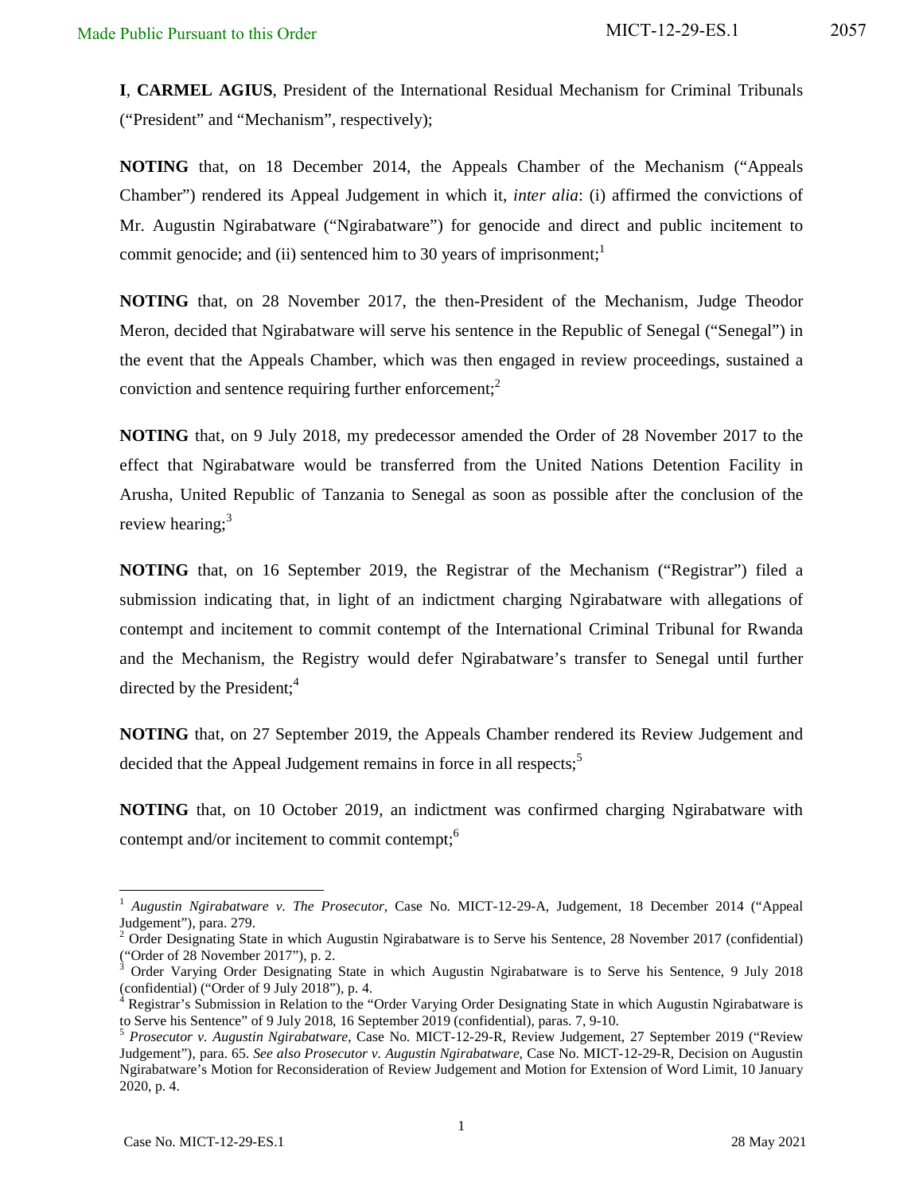**I**, **CARMEL AGIUS**, President of the International Residual Mechanism for Criminal Tribunals ("President" and "Mechanism", respectively);

**NOTING** that, on 18 December 2014, the Appeals Chamber of the Mechanism ("Appeals Chamber") rendered its Appeal Judgement in which it, *inter alia*: (i) affirmed the convictions of Mr. Augustin Ngirabatware ("Ngirabatware") for genocide and direct and public incitement to commit genocide; and (ii) sentenced him to 30 years of imprisonment;[1]

**NOTING** that, on 28 November 2017, the then-President of the Mechanism, Judge Theodor Meron, decided that Ngirabatware will serve his sentence in the Republic of Senegal ("Senegal") in the event that the Appeals Chamber, which was then engaged in review proceedings, sustained a conviction and sentence requiring further enforcement;[2]

**NOTING** that, on 9 July 2018, my predecessor amended the Order of 28 November 2017 to the effect that Ngirabatware would be transferred from the United Nations Detention Facility in Arusha, United Republic of Tanzania to Senegal as soon as possible after the conclusion of the review hearing;[3]

**NOTING** that, on 16 September 2019, the Registrar of the Mechanism ("Registrar") filed a submission indicating that, in light of an indictment charging Ngirabatware with allegations of contempt and incitement to commit contempt of the International Criminal Tribunal for Rwanda and the Mechanism, the Registry would defer Ngirabatware's transfer to Senegal until further directed by the President;[4]

**NOTING** that, on 27 September 2019, the Appeals Chamber rendered its Review Judgement and decided that the Appeal Judgement remains in force in all respects;[5]

**NOTING** that, on 10 October 2019, an indictment was confirmed charging Ngirabatware with contempt and/or incitement to commit contempt;[6]

---

[1] *Augustin Ngirabatware v. The Prosecutor*, Case No. MICT-12-29-A, Judgement, 18 December 2014 ("Appeal Judgement"), para. 279.

[2] Order Designating State in which Augustin Ngirabatware is to Serve his Sentence, 28 November 2017 (confidential) ("Order of 28 November 2017"), p. 2.

[3] Order Varying Order Designating State in which Augustin Ngirabatware is to Serve his Sentence, 9 July 2018 (confidential) ("Order of 9 July 2018"), p. 4.

[4] Registrar's Submission in Relation to the "Order Varying Order Designating State in which Augustin Ngirabatware is to Serve his Sentence" of 9 July 2018, 16 September 2019 (confidential), paras. 7, 9-10.

[5] *Prosecutor v. Augustin Ngirabatware*, Case No. MICT-12-29-R, Review Judgement, 27 September 2019 ("Review Judgement"), para. 65. *See also Prosecutor v. Augustin Ngirabatware*, Case No. MICT-12-29-R, Decision on Augustin Ngirabatware's Motion for Reconsideration of Review Judgement and Motion for Extension of Word Limit, 10 January 2020, p. 4.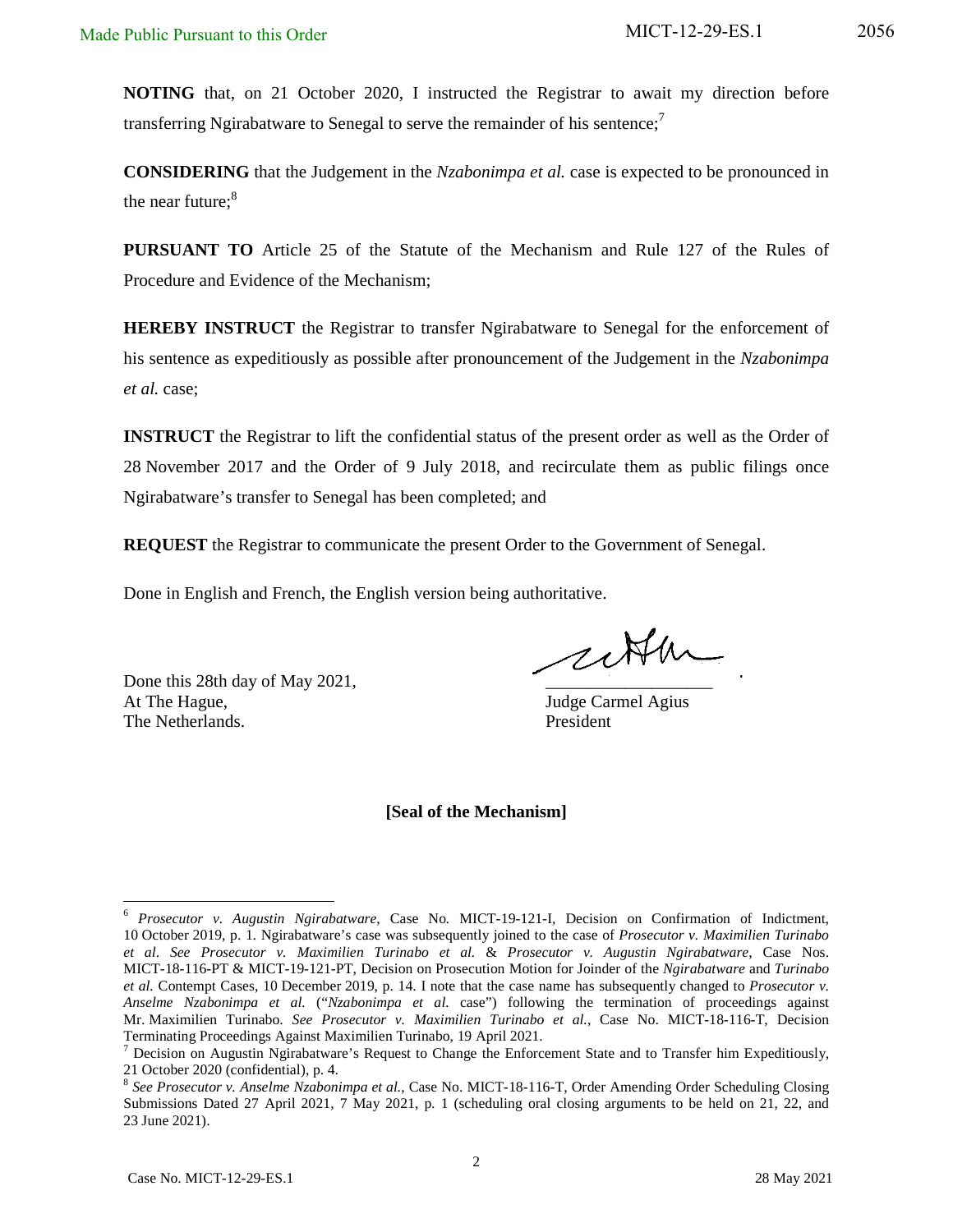**NOTING** that, on 21 October 2020, I instructed the Registrar to await my direction before transferring Ngirabatware to Senegal to serve the remainder of his sentence;[7]

**CONSIDERING** that the Judgement in the *Nzabonimpa et al.* case is expected to be pronounced in the near future;[8]

**PURSUANT TO** Article 25 of the Statute of the Mechanism and Rule 127 of the Rules of Procedure and Evidence of the Mechanism;

**HEREBY INSTRUCT** the Registrar to transfer Ngirabatware to Senegal for the enforcement of his sentence as expeditiously as possible after pronouncement of the Judgement in the *Nzabonimpa et al.* case;

**INSTRUCT** the Registrar to lift the confidential status of the present order as well as the Order of 28 November 2017 and the Order of 9 July 2018, and recirculate them as public filings once Ngirabatware's transfer to Senegal has been completed; and

**REQUEST** the Registrar to communicate the present Order to the Government of Senegal.

Done in English and French, the English version being authoritative.

Done this 28th day of May 2021,
At The Hague,
The Netherlands.

\_\_\_\_\_\_\_\_\_\_\_\_\_\_\_\_\_\_\_\_
Judge Carmel Agius
President

**[Seal of the Mechanism]**

---

[6] *Prosecutor v. Augustin Ngirabatware*, Case No. MICT-19-121-I, Decision on Confirmation of Indictment, 10 October 2019, p. 1. Ngirabatware's case was subsequently joined to the case of *Prosecutor v. Maximilien Turinabo et al*. *See Prosecutor v. Maximilien Turinabo et al.* & *Prosecutor v. Augustin Ngirabatware*, Case Nos. MICT-18-116-PT & MICT-19-121-PT, Decision on Prosecution Motion for Joinder of the *Ngirabatware* and *Turinabo et al.* Contempt Cases, 10 December 2019, p. 14. I note that the case name has subsequently changed to *Prosecutor v. Anselme Nzabonimpa et al.* ("*Nzabonimpa et al.* case") following the termination of proceedings against Mr. Maximilien Turinabo. *See Prosecutor v. Maximilien Turinabo et al.*, Case No. MICT-18-116-T, Decision Terminating Proceedings Against Maximilien Turinabo, 19 April 2021.

[7] Decision on Augustin Ngirabatware's Request to Change the Enforcement State and to Transfer him Expeditiously, 21 October 2020 (confidential), p. 4.

[8] *See Prosecutor v. Anselme Nzabonimpa et al.*, Case No. MICT-18-116-T, Order Amending Order Scheduling Closing Submissions Dated 27 April 2021, 7 May 2021, p. 1 (scheduling oral closing arguments to be held on 21, 22, and 23 June 2021).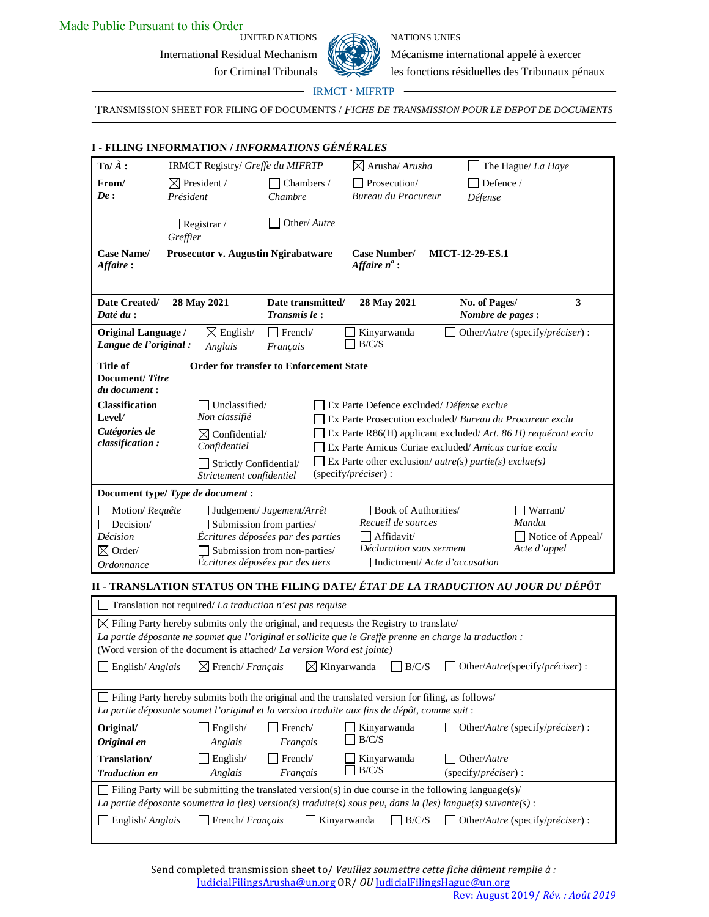Made Public Pursuant to this Order

UNITED NATIONS
International Residual Mechanism
for Criminal Tribunals

NATIONS UNIES
Mécanisme international appelé à exercer
les fonctions résiduelles des Tribunaux pénaux

IRMCT · MIFRTP

TRANSMISSION SHEET FOR FILING OF DOCUMENTS / *FICHE DE TRANSMISSION POUR LE DEPOT DE DOCUMENTS*

## I - FILING INFORMATION / *INFORMATIONS GÉNÉRALES*

| | | | | |
|---|---|---|---|---|
| **To/ *À* :** | IRMCT Registry/ *Greffe du MIFRTP* | ☒ Arusha/ *Arusha* | ☐ The Hague/ *La Haye* | |
| **From/ *De* :** | ☒ President / *Président* | ☐ Chambers / *Chambre* | ☐ Prosecution/ *Bureau du Procureur* | ☐ Defence / *Défense* |
| | ☐ Registrar / *Greffier* | ☐ Other/ *Autre* | | |
| **Case Name/ *Affaire* :** | **Prosecutor v. Augustin Ngirabatware** | **Case Number/ *Affaire n°* :** | **MICT-12-29-ES.1** | |
| **Date Created/ *Daté du* :** | **28 May 2021** | **Date transmitted/ *Transmis le* :** | **28 May 2021** | **No. of Pages/ *Nombre de pages* :** **3** |
| **Original Language / *Langue de l'original* :** | ☒ English/ *Anglais* | ☐ French/ *Français* | ☐ Kinyarwanda ☐ B/C/S | ☐ Other/*Autre* (specify/*préciser*) : |
| **Title of Document/ *Titre du document* :** | **Order for transfer to Enforcement State** | | | |
| **Classification Level/ *Catégories de classification* :** | ☐ Unclassified/ *Non classifié* ☒ Confidential/ *Confidentiel* ☐ Strictly Confidential/ *Strictement confidentiel* | ☐ Ex Parte Defence excluded/ *Défense exclue* ☐ Ex Parte Prosecution excluded/ *Bureau du Procureur exclu* ☐ Ex Parte R86(H) applicant excluded/ *Art. 86 H) requérant exclu* ☐ Ex Parte Amicus Curiae excluded/ *Amicus curiae exclu* ☐ Ex Parte other exclusion/ *autre(s) partie(s) exclue(s)* (specify/*préciser*) : | | | |
| **Document type/ *Type de document* :** | | | | |
| ☐ Motion/ *Requête* ☐ Decision/ *Décision* ☒ Order/ *Ordonnance* | ☐ Judgement/ *Jugement/Arrêt* ☐ Submission from parties/ *Écritures déposées par des parties* ☐ Submission from non-parties/ *Écritures déposées par des tiers* | ☐ Book of Authorities/ *Recueil de sources* ☐ Affidavit/ *Déclaration sous serment* ☐ Indictment/ *Acte d'accusation* | ☐ Warrant/ *Mandat* ☐ Notice of Appeal/ *Acte d'appel* | |

## II - TRANSLATION STATUS ON THE FILING DATE/ *ÉTAT DE LA TRADUCTION AU JOUR DU DÉPÔT*

☐ Translation not required/ *La traduction n'est pas requise*

☒ Filing Party hereby submits only the original, and requests the Registry to translate/
*La partie déposante ne soumet que l'original et sollicite que le Greffe prenne en charge la traduction :*
(Word version of the document is attached/ *La version Word est jointe)*

☐ English/ *Anglais* ☒ French/ *Français* ☒ Kinyarwanda ☐ B/C/S ☐ Other/*Autre*(specify/*préciser*) :

☐ Filing Party hereby submits both the original and the translated version for filing, as follows/
*La partie déposante soumet l'original et la version traduite aux fins de dépôt, comme suit :*

| | | | | |
|---|---|---|---|---|
| **Original/ *Original en*** | ☐ English/ *Anglais* | ☐ French/ *Français* | ☐ Kinyarwanda ☐ B/C/S | ☐ Other/*Autre* (specify/*préciser*) : |
| **Translation/ *Traduction en*** | ☐ English/ *Anglais* | ☐ French/ *Français* | ☐ Kinyarwanda ☐ B/C/S | ☐ Other/*Autre* (specify/*préciser*) : |

☐ Filing Party will be submitting the translated version(s) in due course in the following language(s)/
*La partie déposante soumettra la (les) version(s) traduite(s) sous peu, dans la (les) langue(s) suivante(s) :*

☐ English/ *Anglais* ☐ French/ *Français* ☐ Kinyarwanda ☐ B/C/S ☐ Other/*Autre* (specify/*préciser*) :

Send completed transmission sheet to/ *Veuillez soumettre cette fiche dûment remplie à :*
JudicialFilingsArusha@un.org OR/ *OU* JudicialFilingsHague@un.org

Rev: August 2019/ *Rév. : Août 2019*